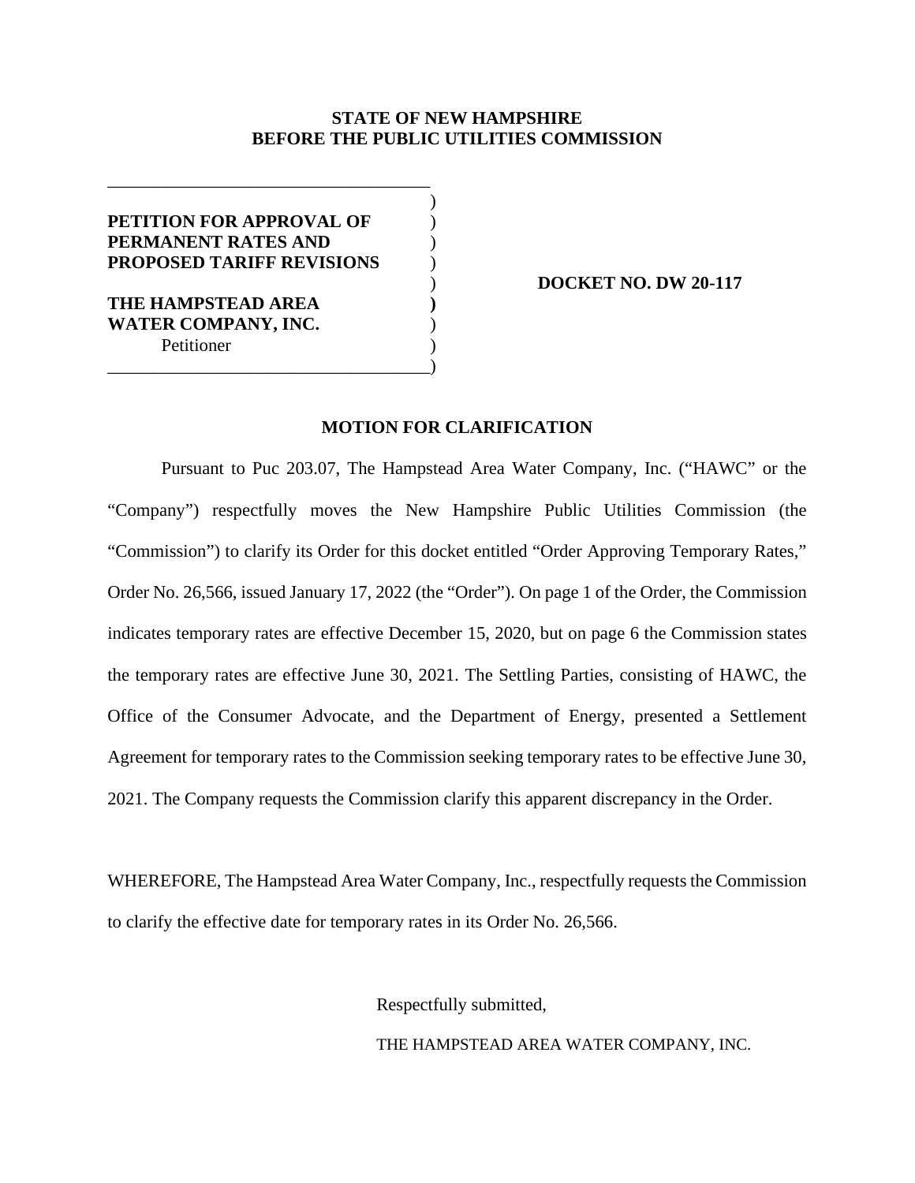**STATE OF NEW HAMPSHIRE**
**BEFORE THE PUBLIC UTILITIES COMMISSION**

**PETITION FOR APPROVAL OF PERMANENT RATES AND PROPOSED TARIFF REVISIONS**

**THE HAMPSTEAD AREA WATER COMPANY, INC.**
Petitioner

**DOCKET NO. DW 20-117**

**MOTION FOR CLARIFICATION**

Pursuant to Puc 203.07, The Hampstead Area Water Company, Inc. ("HAWC" or the "Company") respectfully moves the New Hampshire Public Utilities Commission (the "Commission") to clarify its Order for this docket entitled "Order Approving Temporary Rates," Order No. 26,566, issued January 17, 2022 (the "Order"). On page 1 of the Order, the Commission indicates temporary rates are effective December 15, 2020, but on page 6 the Commission states the temporary rates are effective June 30, 2021. The Settling Parties, consisting of HAWC, the Office of the Consumer Advocate, and the Department of Energy, presented a Settlement Agreement for temporary rates to the Commission seeking temporary rates to be effective June 30, 2021. The Company requests the Commission clarify this apparent discrepancy in the Order.

WHEREFORE, The Hampstead Area Water Company, Inc., respectfully requests the Commission to clarify the effective date for temporary rates in its Order No. 26,566.

Respectfully submitted,

THE HAMPSTEAD AREA WATER COMPANY, INC.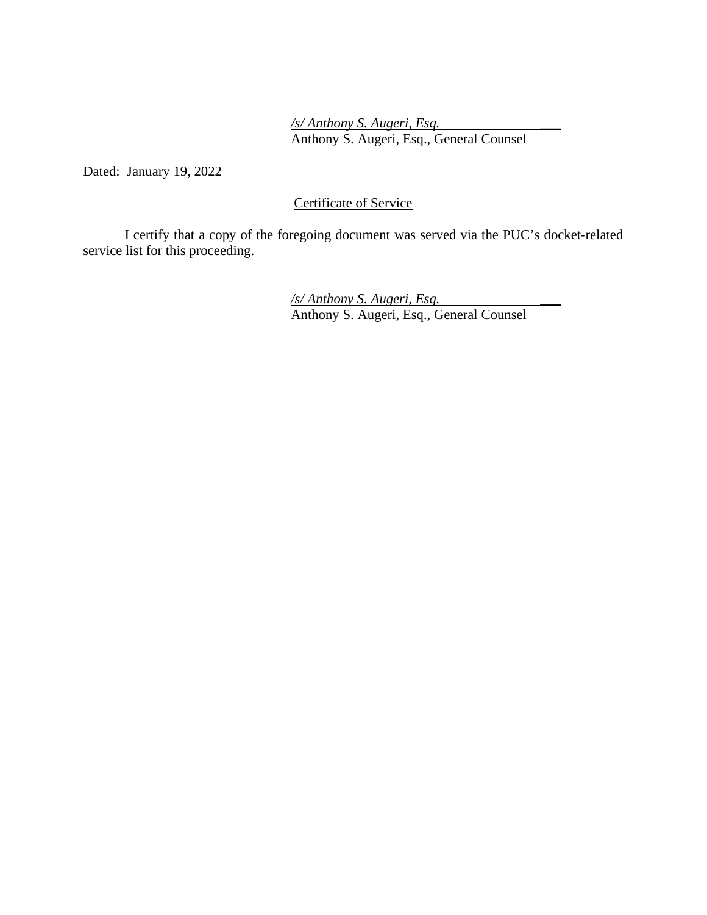*/s/ Anthony S. Augeri, Esq.*

Anthony S. Augeri, Esq., General Counsel

Dated: January 19, 2022

Certificate of Service

I certify that a copy of the foregoing document was served via the PUC's docket-related service list for this proceeding.

*/s/ Anthony S. Augeri, Esq.*

Anthony S. Augeri, Esq., General Counsel